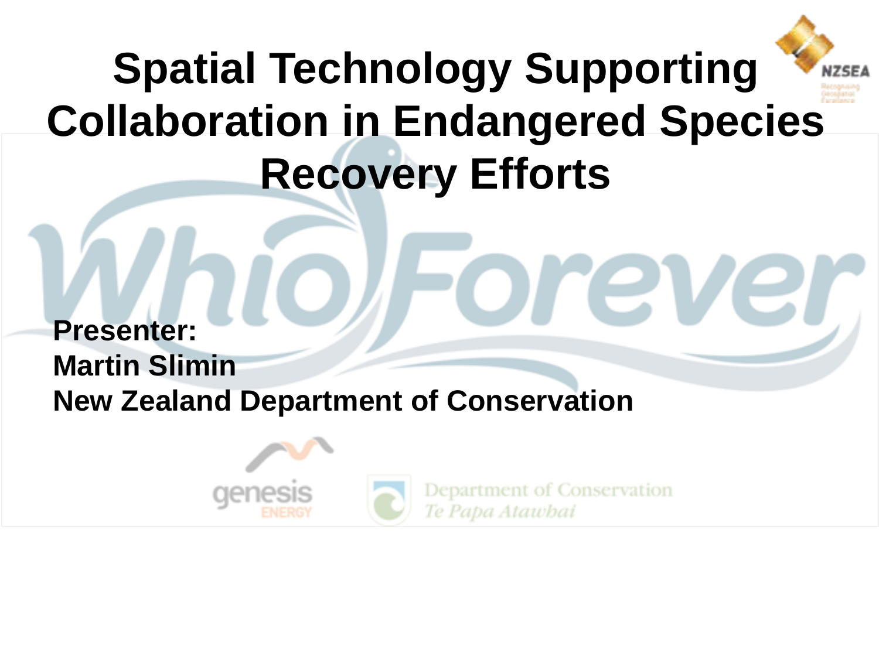# Spatial Technology Supporting Collaboration in Endangered Species Recovery Efforts

**Presenter:**
**Martin Slimin**
**New Zealand Department of Conservation**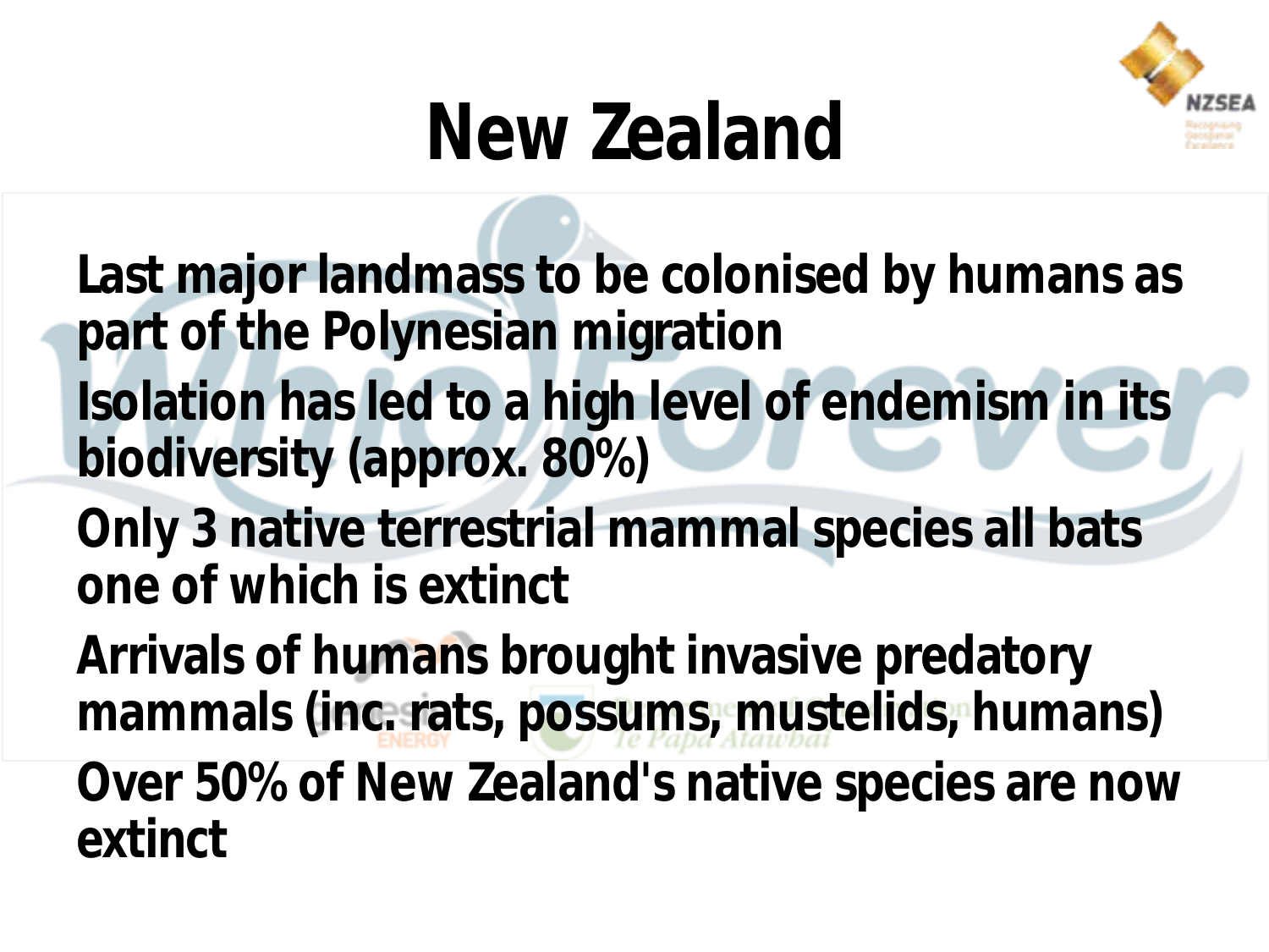# New Zealand

- Last major landmass to be colonised by humans as part of the Polynesian migration
- Isolation has led to a high level of endemism in its biodiversity (approx. 80%)
- Only 3 native terrestrial mammal species all bats one of which is extinct
- Arrivals of humans brought invasive predatory mammals (inc. rats, possums, mustelids, humans)
- Over 50% of New Zealand's native species are now extinct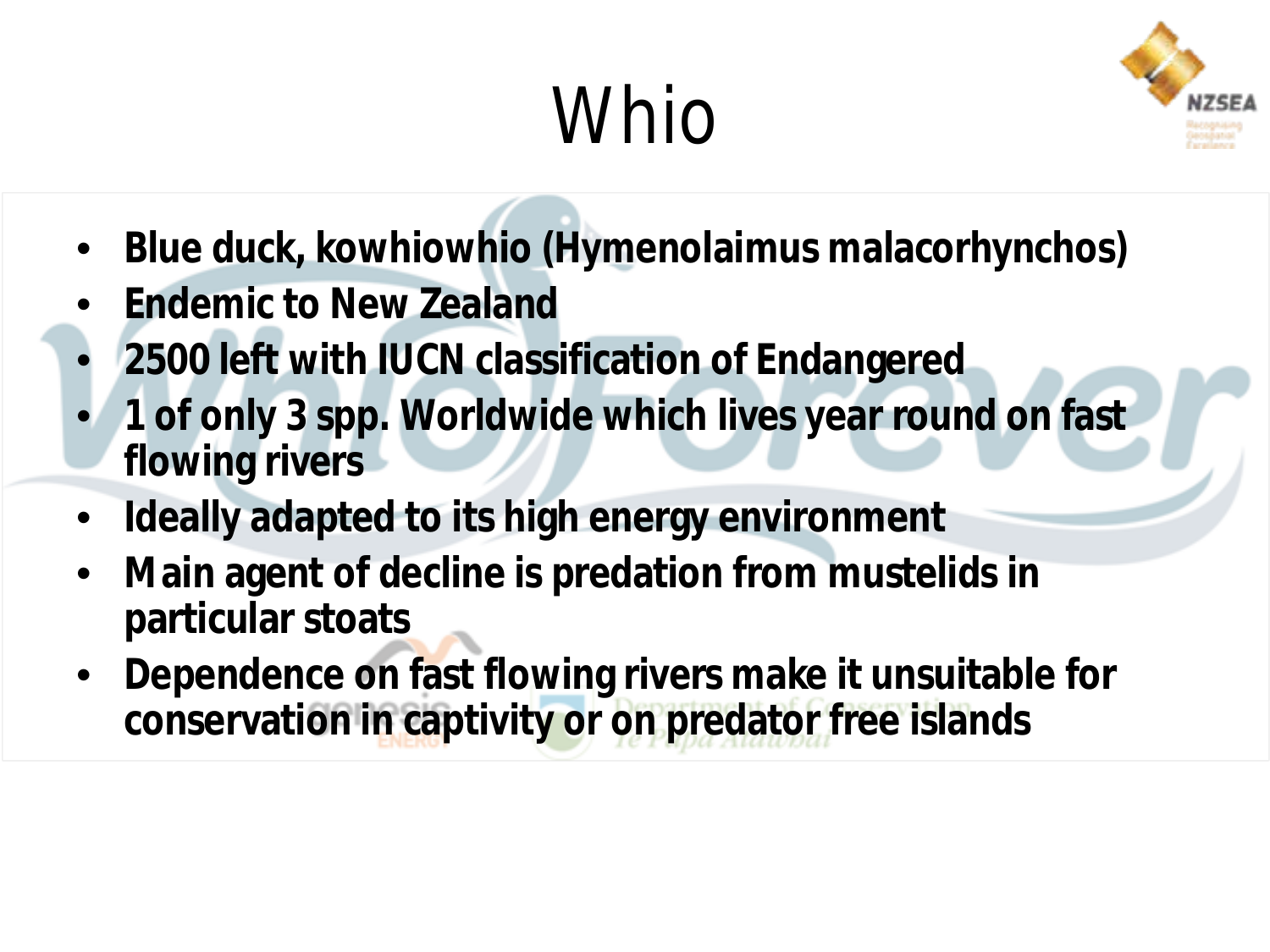# Whio

- **Blue duck, kowhiowhio (Hymenolaimus malacorhynchos)**
- **Endemic to New Zealand**
- **2500 left with IUCN classification of Endangered**
- **1 of only 3 spp. Worldwide which lives year round on fast flowing rivers**
- **Ideally adapted to its high energy environment**
- **Main agent of decline is predation from mustelids in particular stoats**
- **Dependence on fast flowing rivers make it unsuitable for conservation in captivity or on predator free islands**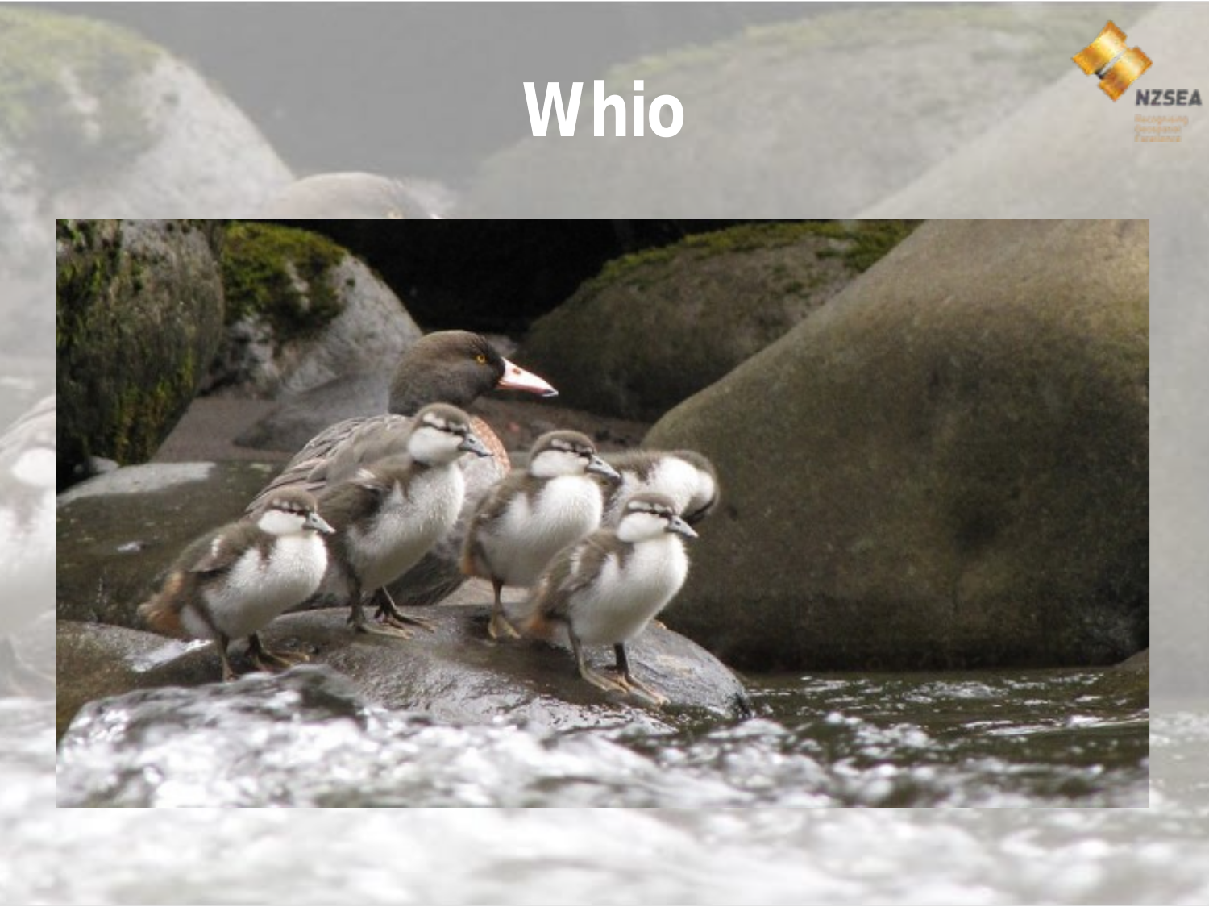# Whio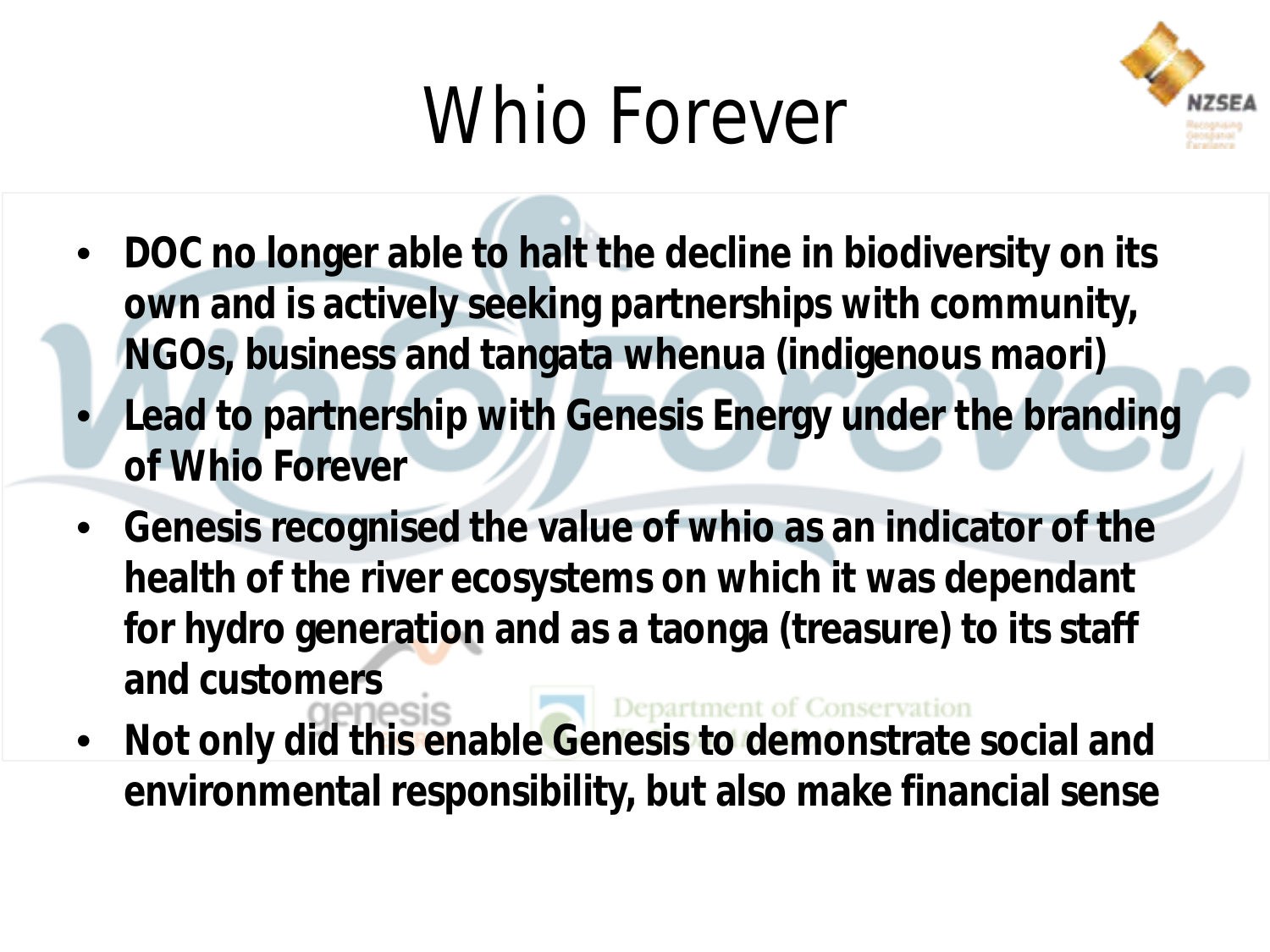# Whio Forever

- **DOC no longer able to halt the decline in biodiversity on its own and is actively seeking partnerships with community, NGOs, business and tangata whenua (indigenous maori)**
- **Lead to partnership with Genesis Energy under the branding of Whio Forever**
- **Genesis recognised the value of whio as an indicator of the health of the river ecosystems on which it was dependant for hydro generation and as a taonga (treasure) to its staff and customers**
- **Not only did this enable Genesis to demonstrate social and environmental responsibility, but also make financial sense**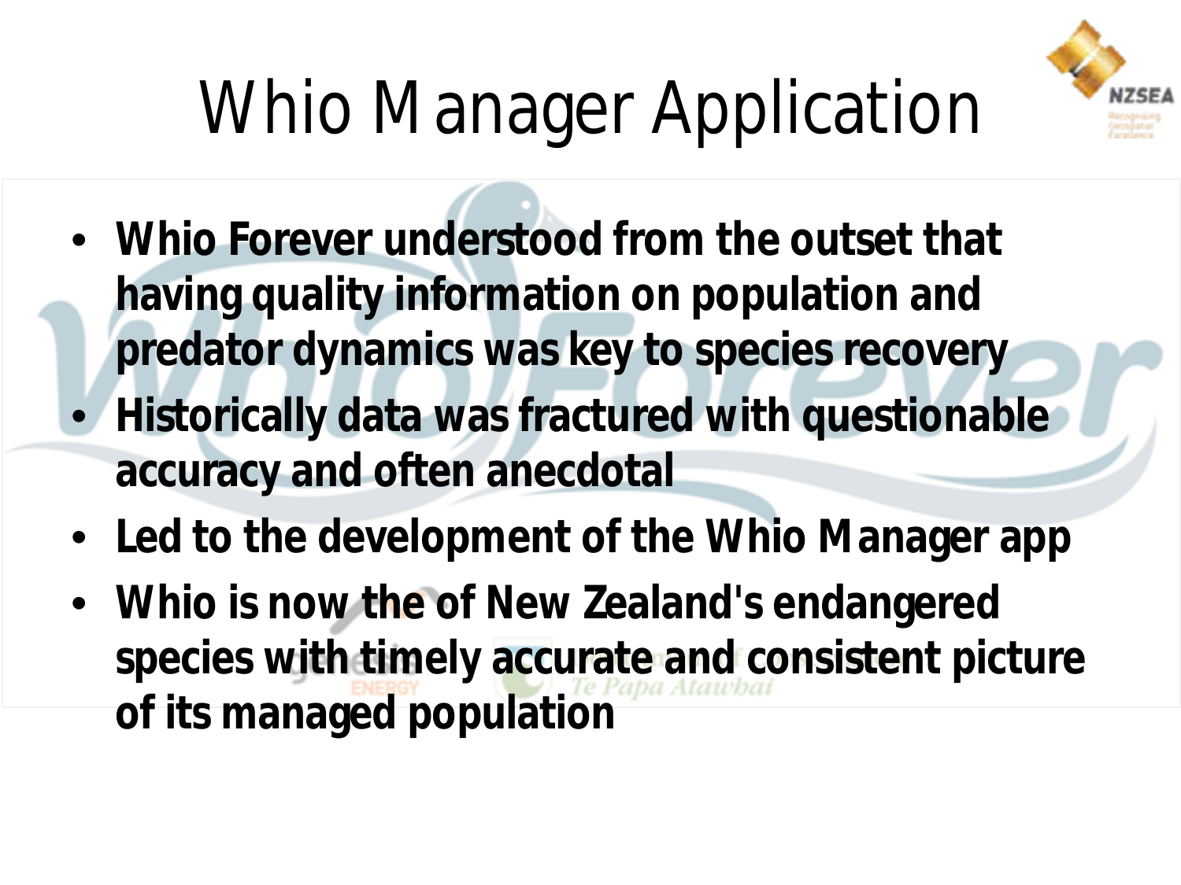# Whio Manager Application

- **Whio Forever understood from the outset that having quality information on population and predator dynamics was key to species recovery**
- **Historically data was fractured with questionable accuracy and often anecdotal**
- **Led to the development of the Whio Manager app**
- **Whio is now the of New Zealand's endangered species with timely accurate and consistent picture of its managed population**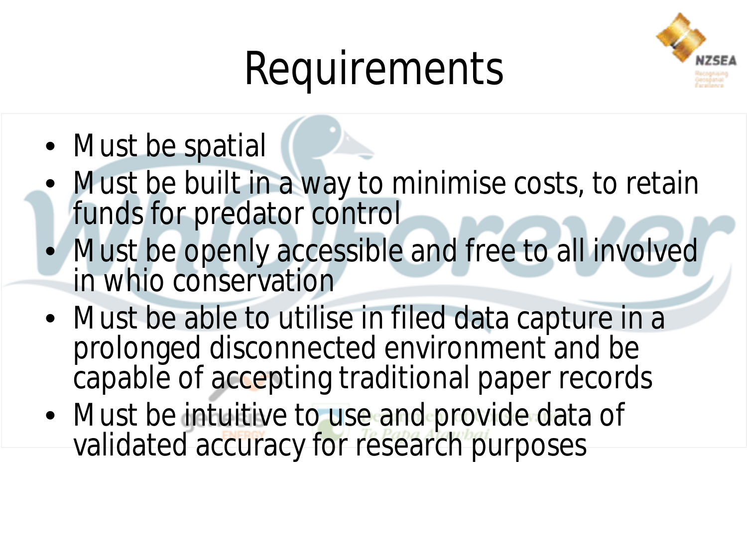# Requirements

- Must be spatial
- Must be built in a way to minimise costs, to retain funds for predator control
- Must be openly accessible and free to all involved in whio conservation
- Must be able to utilise in filed data capture in a prolonged disconnected environment and be capable of accepting traditional paper records
- Must be intuitive to use and provide data of validated accuracy for research purposes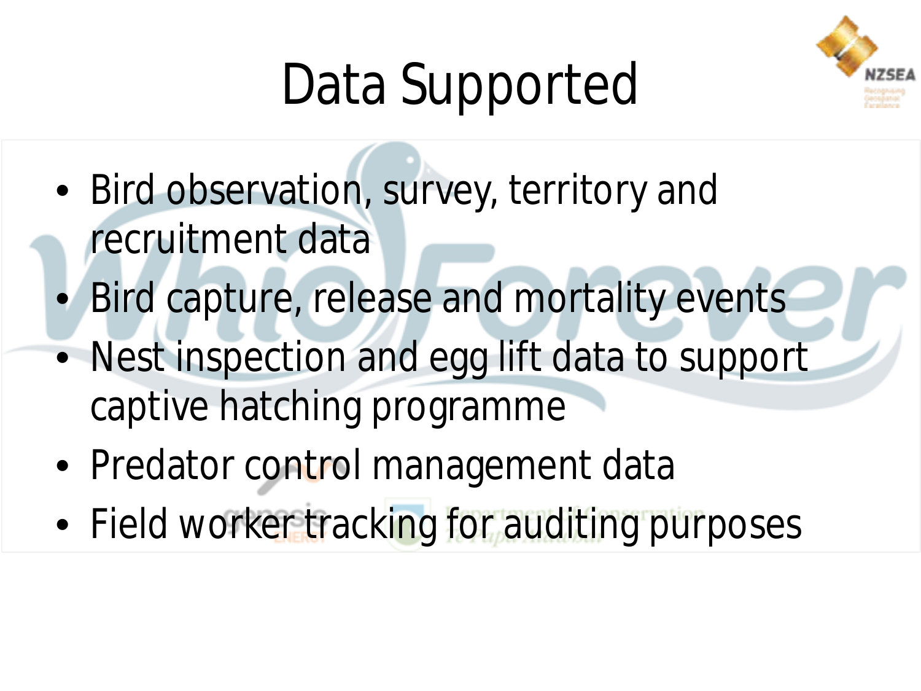# Data Supported

- Bird observation, survey, territory and recruitment data
- Bird capture, release and mortality events
- Nest inspection and egg lift data to support captive hatching programme
- Predator control management data
- Field worker tracking for auditing purposes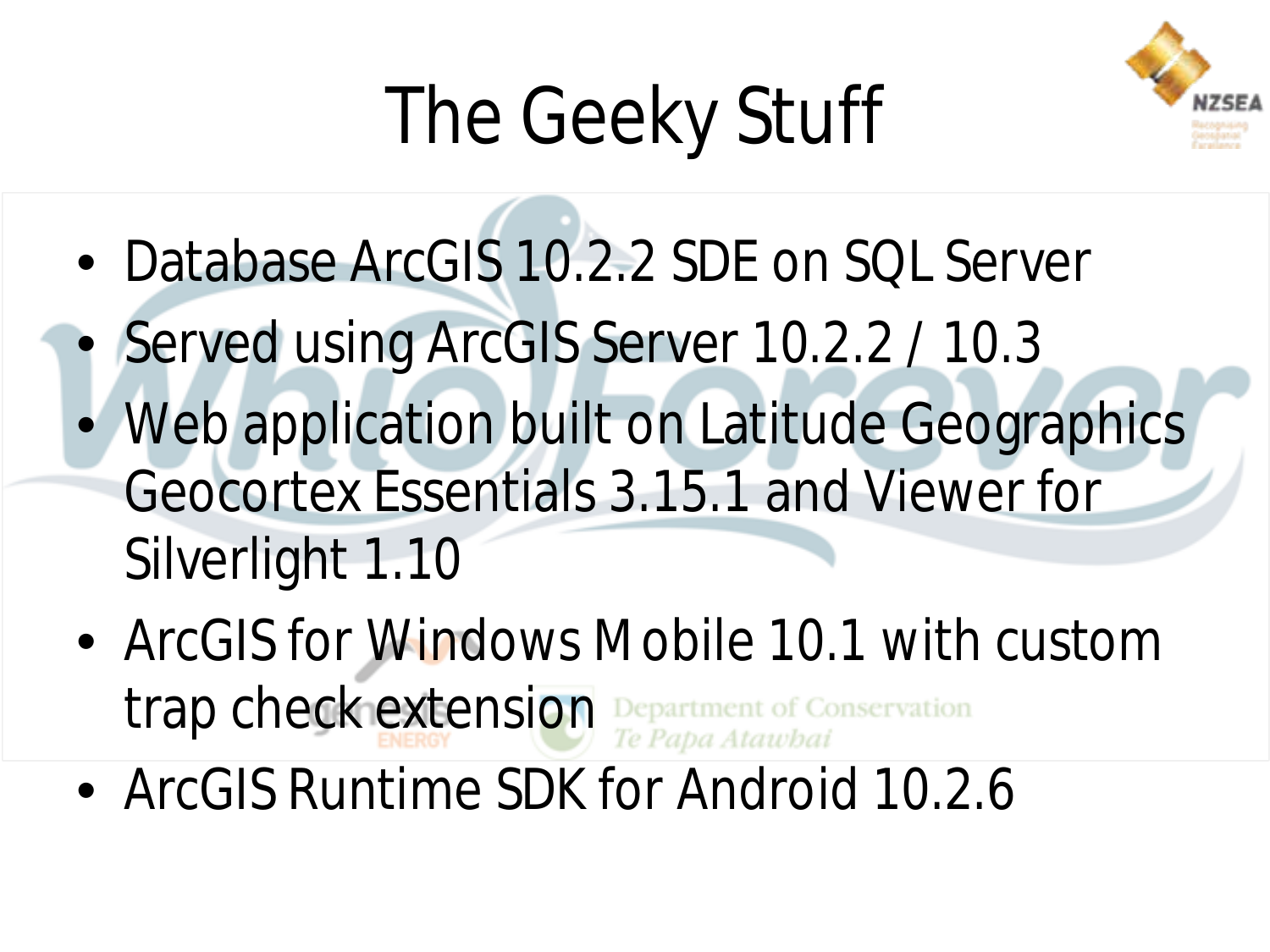# The Geeky Stuff

- Database ArcGIS 10.2.2 SDE on SQL Server
- Served using ArcGIS Server 10.2.2 / 10.3
- Web application built on Latitude Geographics Geocortex Essentials 3.15.1 and Viewer for Silverlight 1.10
- ArcGIS for Windows Mobile 10.1 with custom trap check extension
- ArcGIS Runtime SDK for Android 10.2.6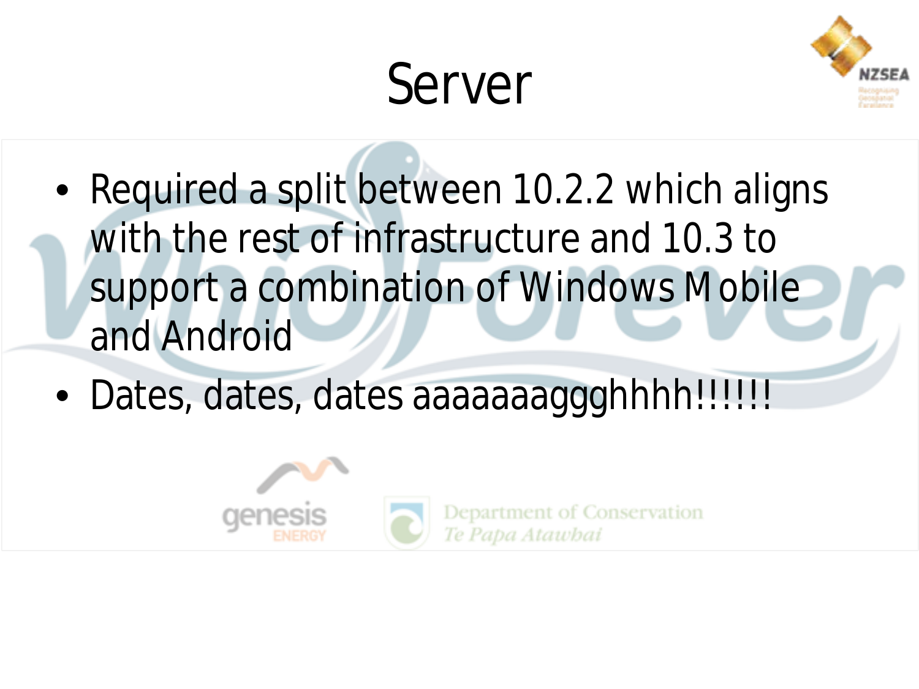# Server

- Required a split between 10.2.2 which aligns with the rest of infrastructure and 10.3 to support a combination of Windows Mobile and Android
- Dates, dates, dates aaaaaaaggghhhh!!!!!!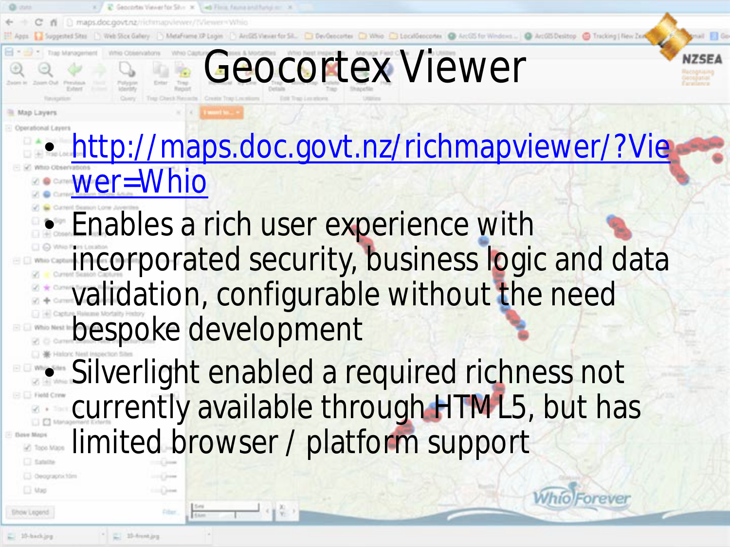# Geocortex Viewer

- http://maps.doc.govt.nz/richmapviewer/?Viewer=Whio
- Enables a rich user experience with incorporated security, business logic and data validation, configurable without the need bespoke development
- Silverlight enabled a required richness not currently available through HTML5, but has limited browser / platform support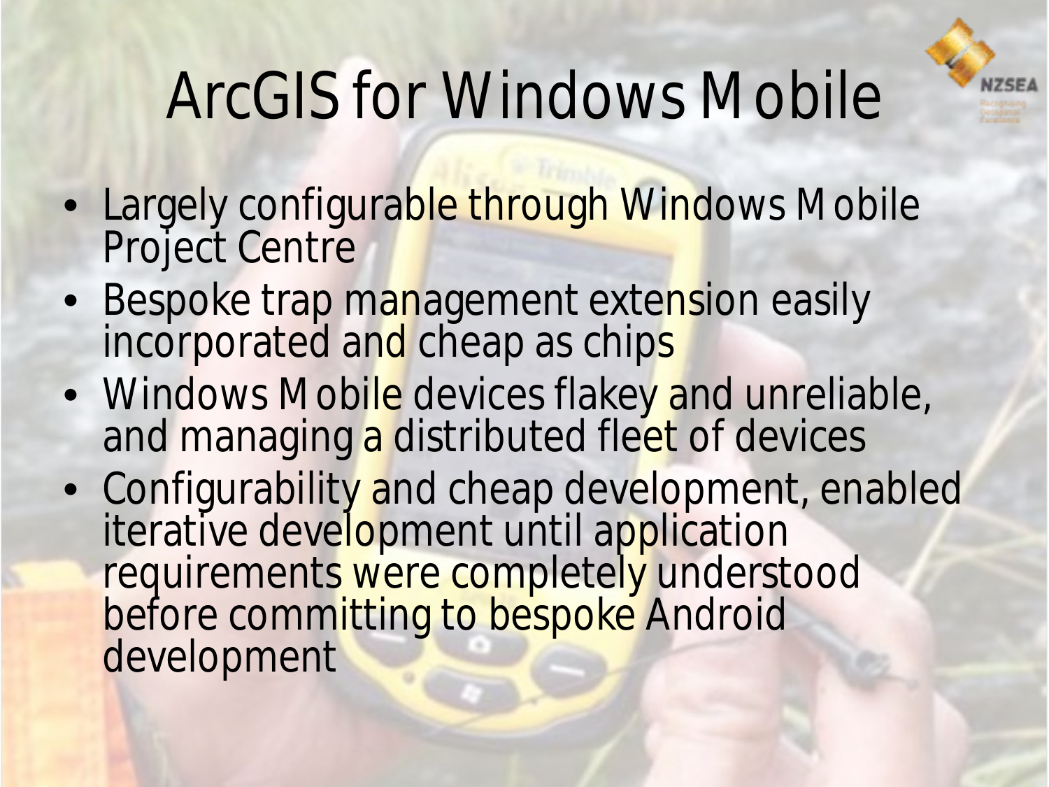# ArcGIS for Windows Mobile

- Largely configurable through Windows Mobile Project Centre
- Bespoke trap management extension easily incorporated and cheap as chips
- Windows Mobile devices flakey and unreliable, and managing a distributed fleet of devices
- Configurability and cheap development, enabled iterative development until application requirements were completely understood before committing to bespoke Android development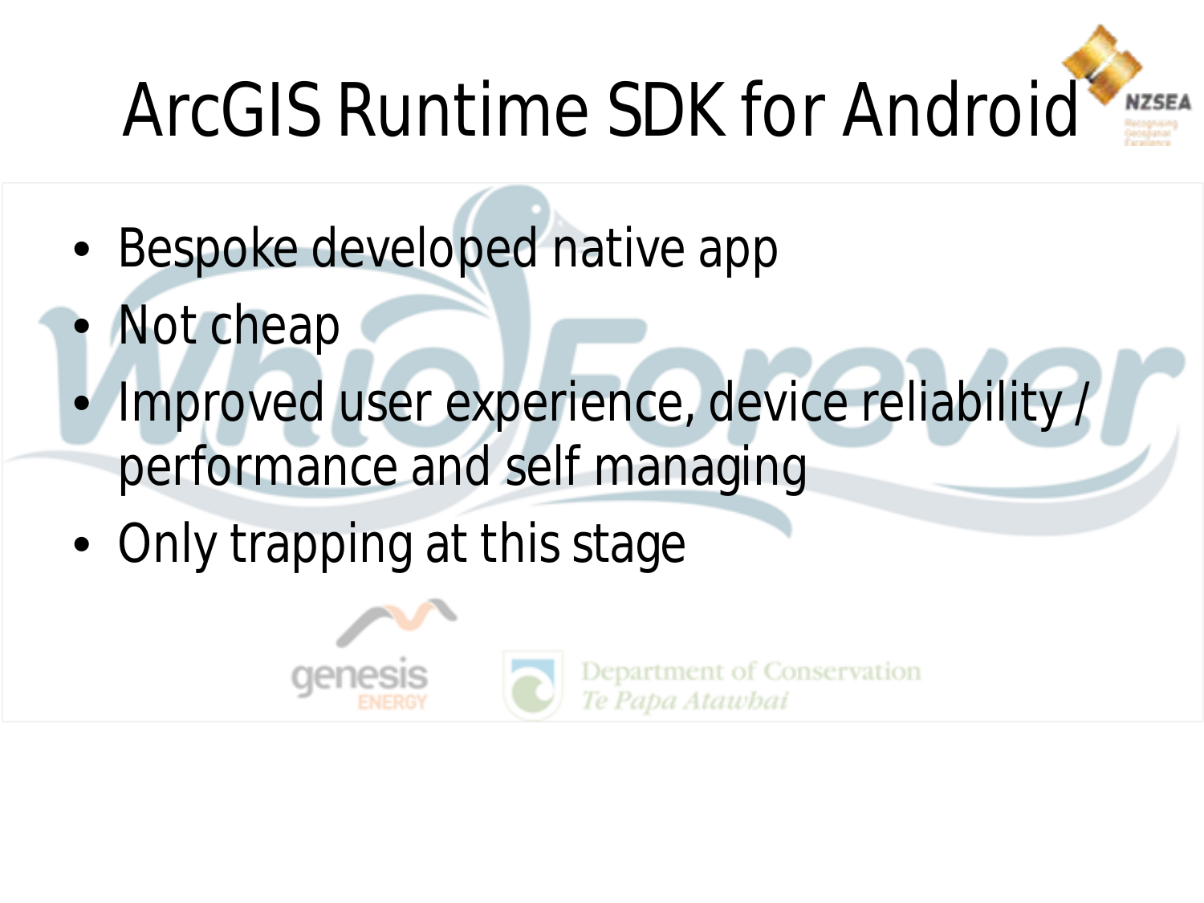# ArcGIS Runtime SDK for Android

- Bespoke developed native app
- Not cheap
- Improved user experience, device reliability / performance and self managing
- Only trapping at this stage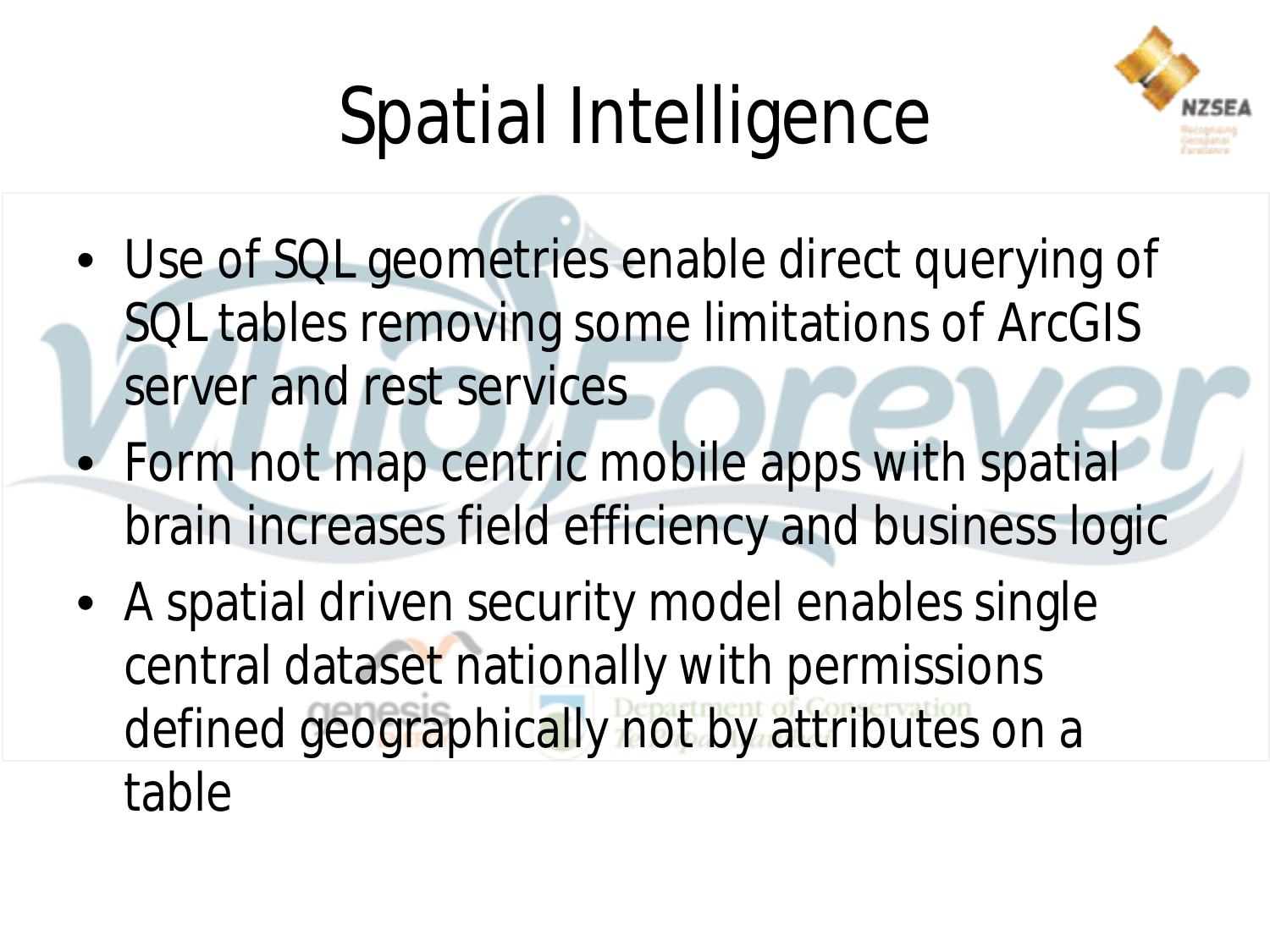# Spatial Intelligence

- Use of SQL geometries enable direct querying of SQL tables removing some limitations of ArcGIS server and rest services
- Form not map centric mobile apps with spatial brain increases field efficiency and business logic
- A spatial driven security model enables single central dataset nationally with permissions defined geographically not by attributes on a table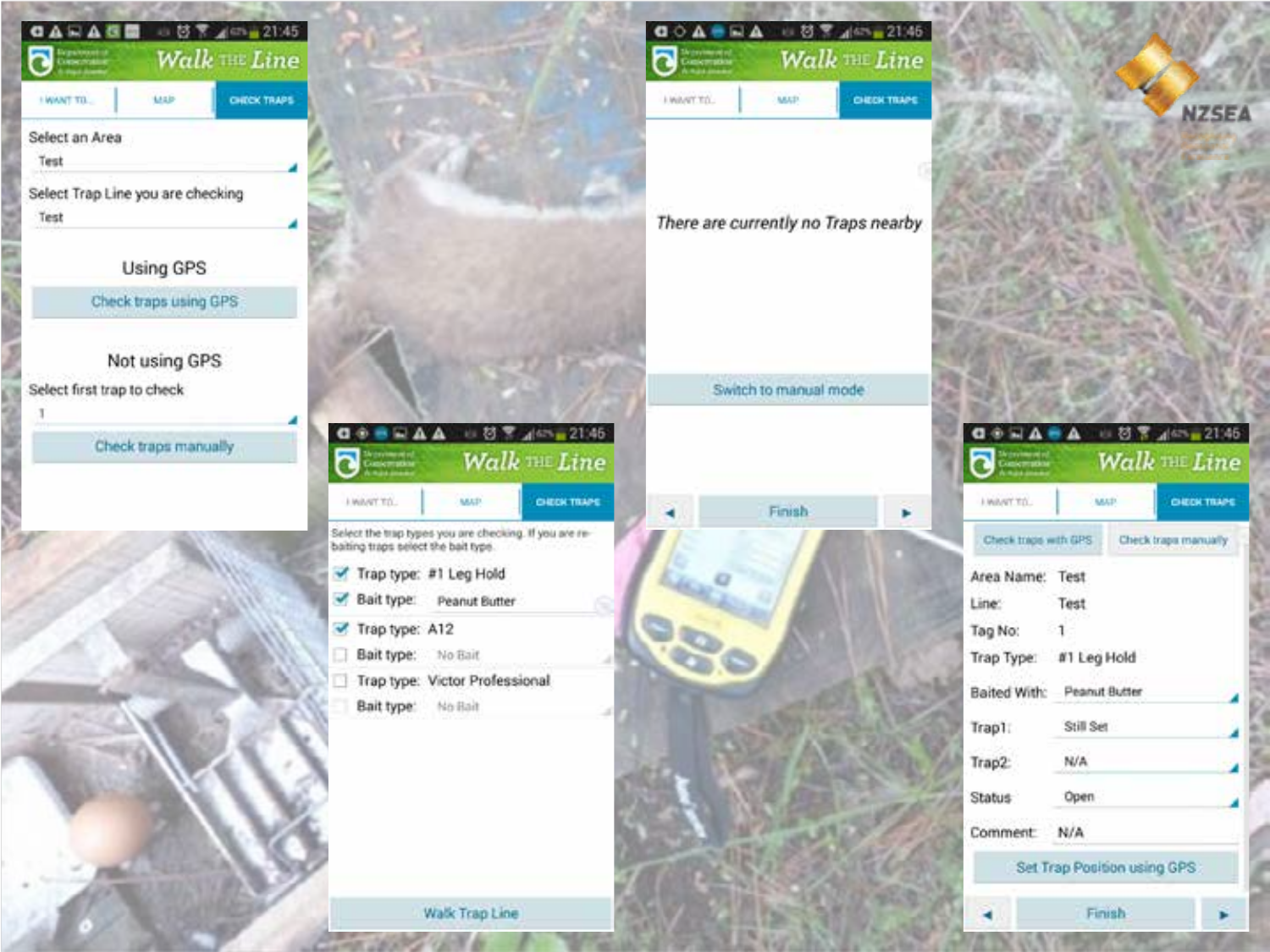NZSEA

Walk THE Line

I WANT TO... | MAP | CHECK TRAPS

Select an Area

Test

Select Trap Line you are checking

Test

Using GPS

Check traps using GPS

Not using GPS

Select first trap to check

1

Check traps manually

---

Walk THE Line

I WANT TO... | MAP | CHECK TRAPS

*There are currently no Traps nearby*

Switch to manual mode

Finish

---

Walk THE Line

I WANT TO... | MAP | CHECK TRAPS

Select the trap types you are checking. If you are re-baiting traps select the bait type.

- [x] Trap type: #1 Leg Hold
- [x] Bait type: Peanut Butter
- [x] Trap type: A12
- [ ] Bait type: No Bait
- [ ] Trap type: Victor Professional
- [ ] Bait type: No Bait

Walk Trap Line

---

Walk THE Line

I WANT TO... | MAP | CHECK TRAPS

Check traps with GPS | Check traps manually

| | |
|---|---|
| Area Name: | Test |
| Line: | Test |
| Tag No: | 1 |
| Trap Type: | #1 Leg Hold |
| Baited With: | Peanut Butter |
| Trap1: | Still Set |
| Trap2: | N/A |
| Status | Open |
| Comment: | N/A |

Set Trap Position using GPS

Finish